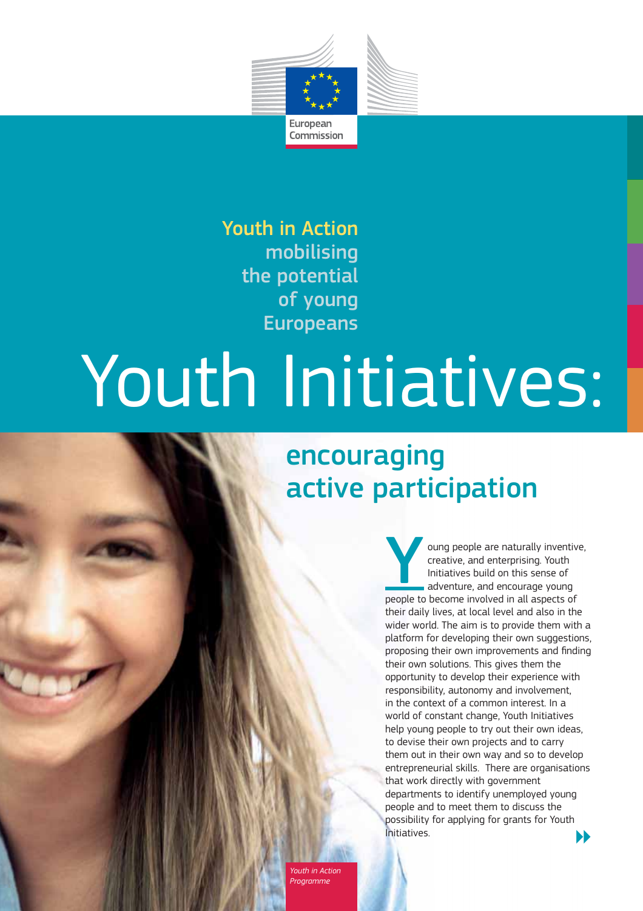European Commission

**Youth in Action**
mobilising the potential of young Europeans

# Youth Initiatives:

## encouraging active participation

Young people are naturally inventive, creative, and enterprising. Youth Initiatives build on this sense of adventure, and encourage young people to become involved in all aspects of their daily lives, at local level and also in the wider world. The aim is to provide them with a platform for developing their own suggestions, proposing their own improvements and finding their own solutions. This gives them the opportunity to develop their experience with responsibility, autonomy and involvement, in the context of a common interest. In a world of constant change, Youth Initiatives help young people to try out their own ideas, to devise their own projects and to carry them out in their own way and so to develop entrepreneurial skills. There are organisations that work directly with government departments to identify unemployed young people and to meet them to discuss the possibility for applying for grants for Youth Initiatives.

*Youth in Action Programme*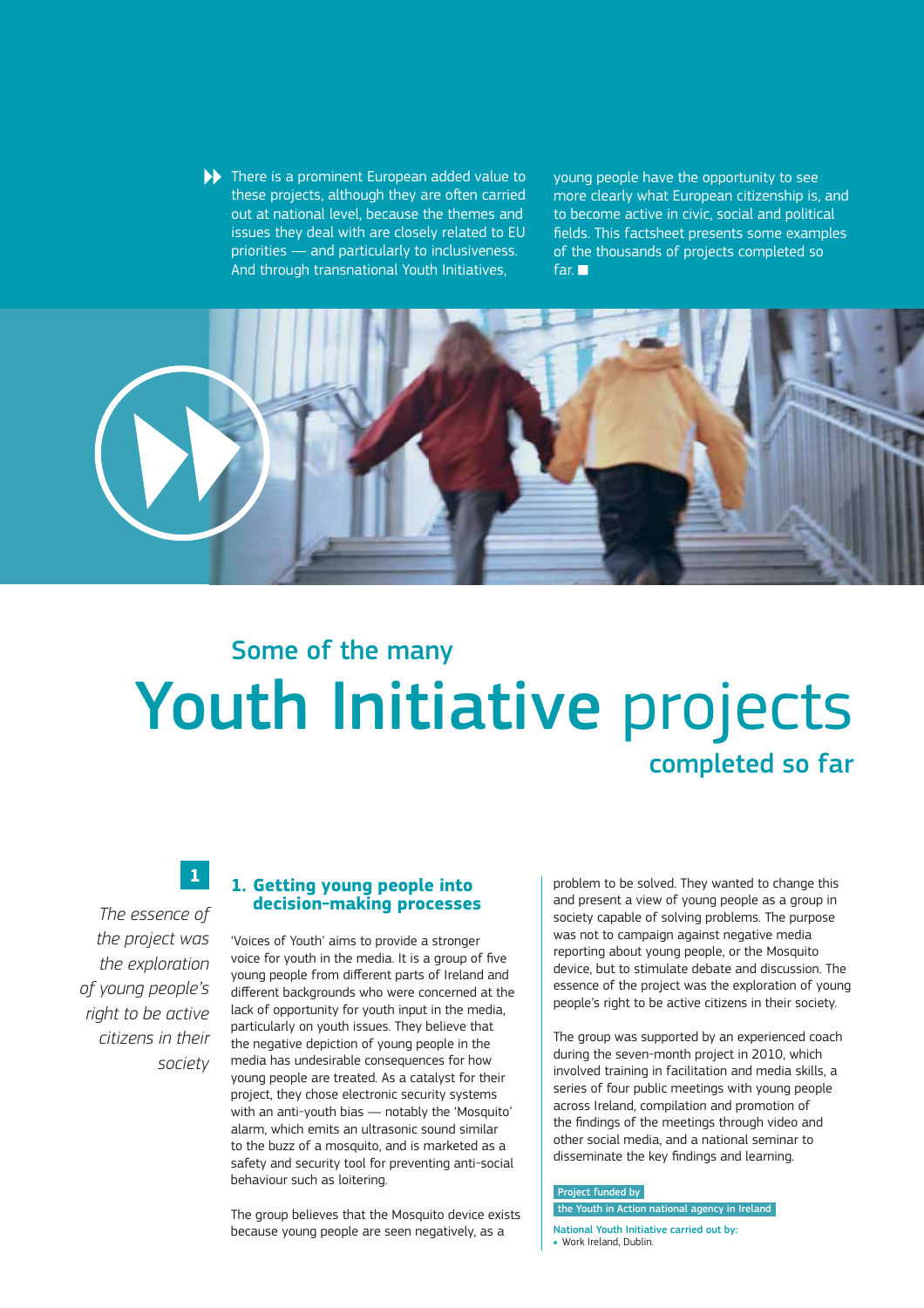There is a prominent European added value to these projects, although they are often carried out at national level, because the themes and issues they deal with are closely related to EU priorities — and particularly to inclusiveness. And through transnational Youth Initiatives, young people have the opportunity to see more clearly what European citizenship is, and to become active in civic, social and political fields. This factsheet presents some examples of the thousands of projects completed so far. ■

## Some of the many
# Youth Initiative projects
## completed so far

*The essence of the project was the exploration of young people's right to be active citizens in their society*

### 1. Getting young people into decision-making processes

'Voices of Youth' aims to provide a stronger voice for youth in the media. It is a group of five young people from different parts of Ireland and different backgrounds who were concerned at the lack of opportunity for youth input in the media, particularly on youth issues. They believe that the negative depiction of young people in the media has undesirable consequences for how young people are treated. As a catalyst for their project, they chose electronic security systems with an anti-youth bias — notably the 'Mosquito' alarm, which emits an ultrasonic sound similar to the buzz of a mosquito, and is marketed as a safety and security tool for preventing anti-social behaviour such as loitering.

The group believes that the Mosquito device exists because young people are seen negatively, as a problem to be solved. They wanted to change this and present a view of young people as a group in society capable of solving problems. The purpose was not to campaign against negative media reporting about young people, or the Mosquito device, but to stimulate debate and discussion. The essence of the project was the exploration of young people's right to be active citizens in their society.

The group was supported by an experienced coach during the seven-month project in 2010, which involved training in facilitation and media skills, a series of four public meetings with young people across Ireland, compilation and promotion of the findings of the meetings through video and other social media, and a national seminar to disseminate the key findings and learning.

Project funded by
the Youth in Action national agency in Ireland

National Youth Initiative carried out by:
- Work Ireland, Dublin.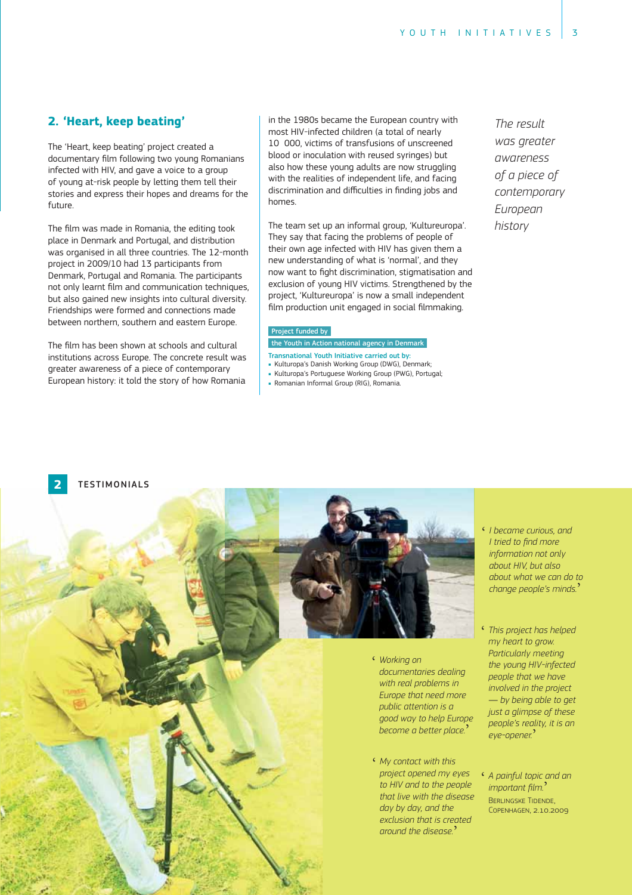## 2. 'Heart, keep beating'

The 'Heart, keep beating' project created a documentary film following two young Romanians infected with HIV, and gave a voice to a group of young at-risk people by letting them tell their stories and express their hopes and dreams for the future.

The film was made in Romania, the editing took place in Denmark and Portugal, and distribution was organised in all three countries. The 12-month project in 2009/10 had 13 participants from Denmark, Portugal and Romania. The participants not only learnt film and communication techniques, but also gained new insights into cultural diversity. Friendships were formed and connections made between northern, southern and eastern Europe.

The film has been shown at schools and cultural institutions across Europe. The concrete result was greater awareness of a piece of contemporary European history: it told the story of how Romania in the 1980s became the European country with most HIV-infected children (a total of nearly 10 000, victims of transfusions of unscreened blood or inoculation with reused syringes) but also how these young adults are now struggling with the realities of independent life, and facing discrimination and difficulties in finding jobs and homes.

The team set up an informal group, 'Kultureuropa'. They say that facing the problems of people of their own age infected with HIV has given them a new understanding of what is 'normal', and they now want to fight discrimination, stigmatisation and exclusion of young HIV victims. Strengthened by the project, 'Kultureuropa' is now a small independent film production unit engaged in social filmmaking.

*The result was greater awareness of a piece of contemporary European history*

**Project funded by the Youth in Action national agency in Denmark**

**Transnational Youth Initiative carried out by:**

- Kulturopa's Danish Working Group (DWG), Denmark;
- Kulturopa's Portuguese Working Group (PWG), Portugal;
- Romanian Informal Group (RIG), Romania.

## 2 TESTIMONIALS

*'Working on documentaries dealing with real problems in Europe that need more public attention is a good way to help Europe become a better place.'*

*'My contact with this project opened my eyes to HIV and to the people that live with the disease day by day, and the exclusion that is created around the disease.'*

*'I became curious, and I tried to find more information not only about HIV, but also about what we can do to change people's minds.'*

*'This project has helped my heart to grow. Particularly meeting the young HIV-infected people that we have involved in the project — by being able to get just a glimpse of these people's reality, it is an eye-opener.'*

*'A painful topic and an important film.'*
Berlingske Tidende, Copenhagen, 2.10.2009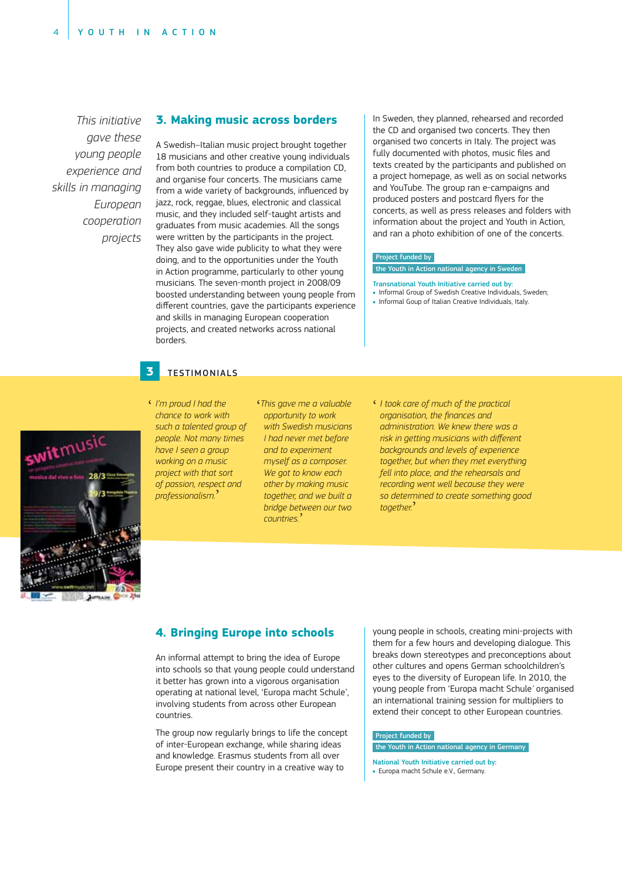*This initiative gave these young people experience and skills in managing European cooperation projects*

## 3. Making music across borders

A Swedish–Italian music project brought together 18 musicians and other creative young individuals from both countries to produce a compilation CD, and organise four concerts. The musicians came from a wide variety of backgrounds, influenced by jazz, rock, reggae, blues, electronic and classical music, and they included self-taught artists and graduates from music academies. All the songs were written by the participants in the project. They also gave wide publicity to what they were doing, and to the opportunities under the Youth in Action programme, particularly to other young musicians. The seven-month project in 2008/09 boosted understanding between young people from different countries, gave the participants experience and skills in managing European cooperation projects, and created networks across national borders.

In Sweden, they planned, rehearsed and recorded the CD and organised two concerts. They then organised two concerts in Italy. The project was fully documented with photos, music files and texts created by the participants and published on a project homepage, as well as on social networks and YouTube. The group ran e-campaigns and produced posters and postcard flyers for the concerts, as well as press releases and folders with information about the project and Youth in Action, and ran a photo exhibition of one of the concerts.

**Project funded by**
**the Youth in Action national agency in Sweden**

Transnational Youth Initiative carried out by:
- Informal Group of Swedish Creative Individuals, Sweden;
- Informal Group of Italian Creative Individuals, Italy.

### 3 TESTIMONIALS

*'I'm proud I had the chance to work with such a talented group of people. Not many times have I seen a group working on a music project with that sort of passion, respect and professionalism.'*

*'This gave me a valuable opportunity to work with Swedish musicians I had never met before and to experiment myself as a composer. We got to know each other by making music together, and we built a bridge between our two countries.'*

*'I took care of much of the practical organisation, the finances and administration. We knew there was a risk in getting musicians with different backgrounds and levels of experience together, but when they met everything fell into place, and the rehearsals and recording went well because they were so determined to create something good together.'*

## 4. Bringing Europe into schools

An informal attempt to bring the idea of Europe into schools so that young people could understand it better has grown into a vigorous organisation operating at national level, 'Europa macht Schule', involving students from across other European countries.

The group now regularly brings to life the concept of inter-European exchange, while sharing ideas and knowledge. Erasmus students from all over Europe present their country in a creative way to young people in schools, creating mini-projects with them for a few hours and developing dialogue. This breaks down stereotypes and preconceptions about other cultures and opens German schoolchildren's eyes to the diversity of European life. In 2010, the young people from 'Europa macht Schule' organised an international training session for multipliers to extend their concept to other European countries.

**Project funded by**
**the Youth in Action national agency in Germany**

National Youth Initiative carried out by:
- Europa macht Schule e.V., Germany.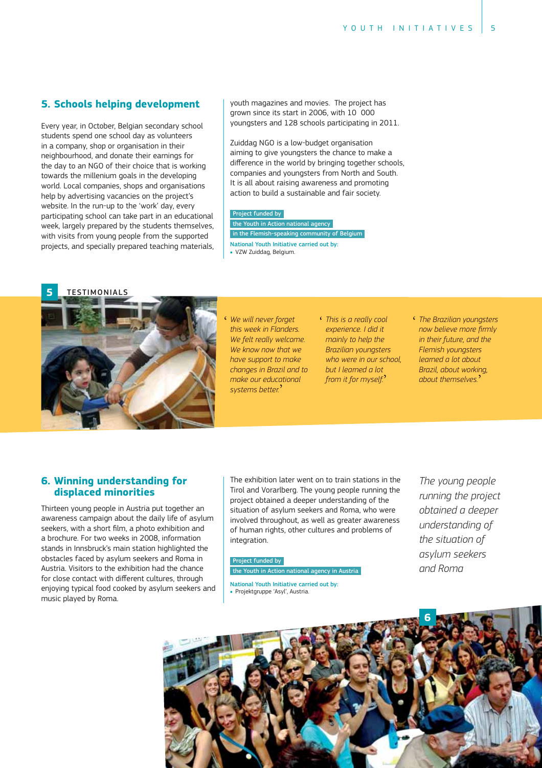## 5. Schools helping development

Every year, in October, Belgian secondary school students spend one school day as volunteers in a company, shop or organisation in their neighbourhood, and donate their earnings for the day to an NGO of their choice that is working towards the millenium goals in the developing world. Local companies, shops and organisations help by advertising vacancies on the project's website. In the run-up to the 'work' day, every participating school can take part in an educational week, largely prepared by the students themselves, with visits from young people from the supported projects, and specially prepared teaching materials, youth magazines and movies. The project has grown since its start in 2006, with 10 000 youngsters and 128 schools participating in 2011.

Zuiddag NGO is a low-budget organisation aiming to give youngsters the chance to make a difference in the world by bringing together schools, companies and youngsters from North and South. It is all about raising awareness and promoting action to build a sustainable and fair society.

Project funded by
the Youth in Action national agency
in the Flemish-speaking community of Belgium

National Youth Initiative carried out by:
- VZW Zuiddag, Belgium.

### TESTIMONIALS

*'We will never forget this week in Flanders. We felt really welcome. We know now that we have support to make changes in Brazil and to make our educational systems better.'*

*'This is a really cool experience. I did it mainly to help the Brazilian youngsters who were in our school, but I learned a lot from it for myself.'*

*'The Brazilian youngsters now believe more firmly in their future, and the Flemish youngsters learned a lot about Brazil, about working, about themselves.'*

## 6. Winning understanding for displaced minorities

Thirteen young people in Austria put together an awareness campaign about the daily life of asylum seekers, with a short film, a photo exhibition and a brochure. For two weeks in 2008, information stands in Innsbruck's main station highlighted the obstacles faced by asylum seekers and Roma in Austria. Visitors to the exhibition had the chance for close contact with different cultures, through enjoying typical food cooked by asylum seekers and music played by Roma.

The exhibition later went on to train stations in the Tirol and Vorarlberg. The young people running the project obtained a deeper understanding of the situation of asylum seekers and Roma, who were involved throughout, as well as greater awareness of human rights, other cultures and problems of integration.

Project funded by
the Youth in Action national agency in Austria

National Youth Initiative carried out by:
- Projektgruppe 'Asyl', Austria.

*The young people running the project obtained a deeper understanding of the situation of asylum seekers and Roma*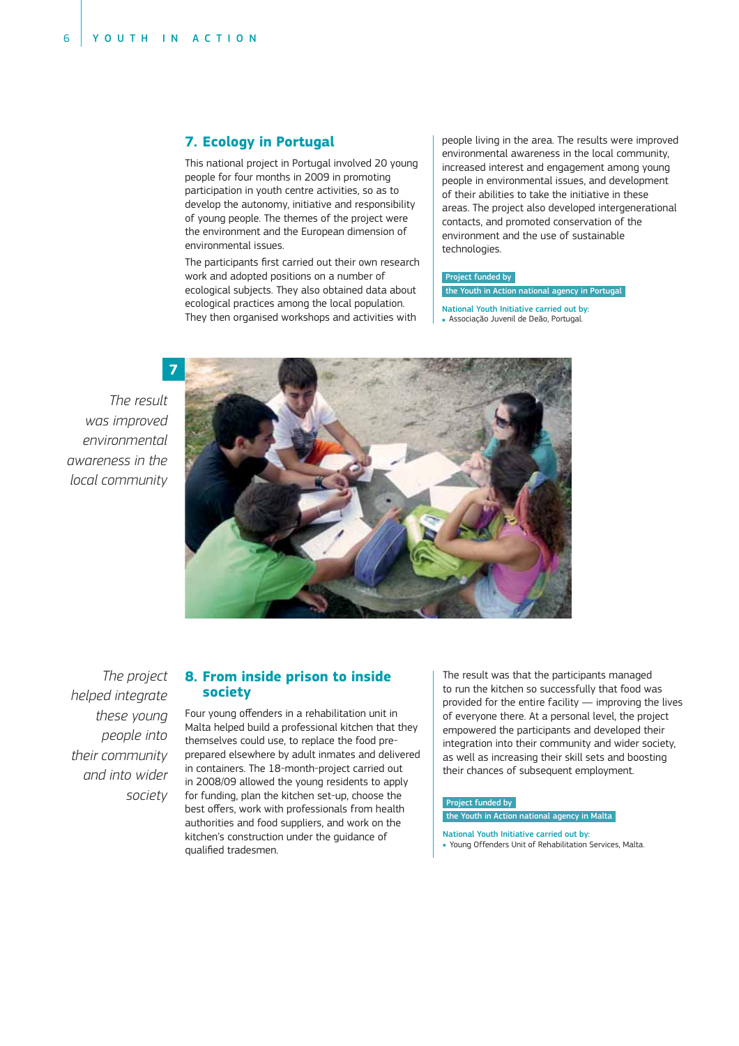## 7. Ecology in Portugal

This national project in Portugal involved 20 young people for four months in 2009 in promoting participation in youth centre activities, so as to develop the autonomy, initiative and responsibility of young people. The themes of the project were the environment and the European dimension of environmental issues.

The participants first carried out their own research work and adopted positions on a number of ecological subjects. They also obtained data about ecological practices among the local population. They then organised workshops and activities with people living in the area. The results were improved environmental awareness in the local community, increased interest and engagement among young people in environmental issues, and development of their abilities to take the initiative in these areas. The project also developed intergenerational contacts, and promoted conservation of the environment and the use of sustainable technologies.

Project funded by
the Youth in Action national agency in Portugal

National Youth Initiative carried out by:
- Associação Juvenil de Deão, Portugal.

*The result was improved environmental awareness in the local community*

## 8. From inside prison to inside society

*The project helped integrate these young people into their community and into wider society*

Four young offenders in a rehabilitation unit in Malta helped build a professional kitchen that they themselves could use, to replace the food pre-prepared elsewhere by adult inmates and delivered in containers. The 18-month-project carried out in 2008/09 allowed the young residents to apply for funding, plan the kitchen set-up, choose the best offers, work with professionals from health authorities and food suppliers, and work on the kitchen's construction under the guidance of qualified tradesmen.

The result was that the participants managed to run the kitchen so successfully that food was provided for the entire facility — improving the lives of everyone there. At a personal level, the project empowered the participants and developed their integration into their community and wider society, as well as increasing their skill sets and boosting their chances of subsequent employment.

Project funded by
the Youth in Action national agency in Malta

National Youth Initiative carried out by:
- Young Offenders Unit of Rehabilitation Services, Malta.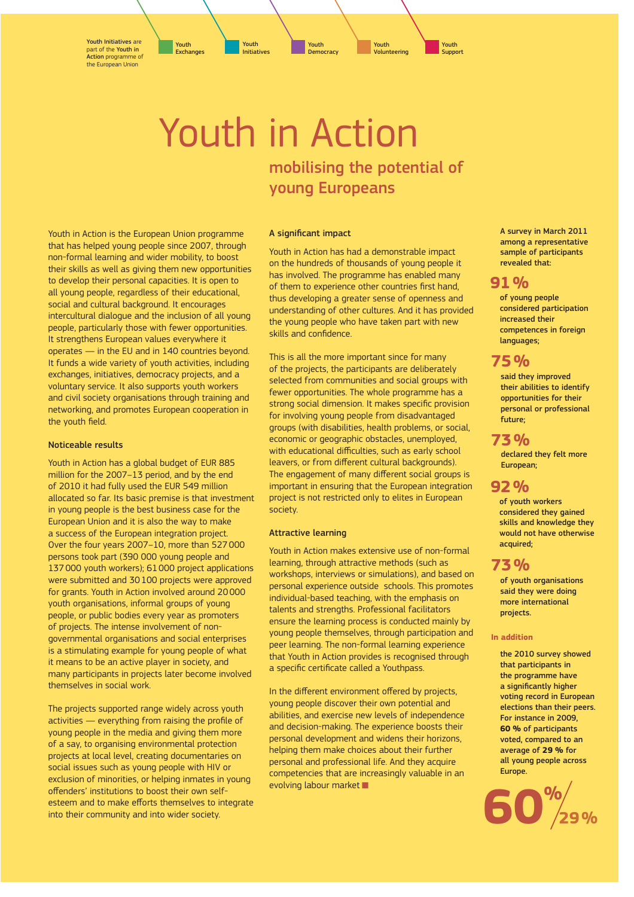Youth Initiatives are part of the Youth in Action programme of the European Union

Youth Exchanges | Youth Initiatives | Youth Democracy | Youth Volunteering | Youth Support

# Youth in Action

## mobilising the potential of young Europeans

Youth in Action is the European Union programme that has helped young people since 2007, through non-formal learning and wider mobility, to boost their skills as well as giving them new opportunities to develop their personal capacities. It is open to all young people, regardless of their educational, social and cultural background. It encourages intercultural dialogue and the inclusion of all young people, particularly those with fewer opportunities. It strengthens European values everywhere it operates — in the EU and in 140 countries beyond. It funds a wide variety of youth activities, including exchanges, initiatives, democracy projects, and a voluntary service. It also supports youth workers and civil society organisations through training and networking, and promotes European cooperation in the youth field.

### Noticeable results

Youth in Action has a global budget of EUR 885 million for the 2007–13 period, and by the end of 2010 it had fully used the EUR 549 million allocated so far. Its basic premise is that investment in young people is the best business case for the European Union and it is also the way to make a success of the European integration project. Over the four years 2007–10, more than 527 000 persons took part (390 000 young people and 137 000 youth workers); 61 000 project applications were submitted and 30 100 projects were approved for grants. Youth in Action involved around 20 000 youth organisations, informal groups of young people, or public bodies every year as promoters of projects. The intense involvement of non-governmental organisations and social enterprises is a stimulating example for young people of what it means to be an active player in society, and many participants in projects later become involved themselves in social work.

The projects supported range widely across youth activities — everything from raising the profile of young people in the media and giving them more of a say, to organising environmental protection projects at local level, creating documentaries on social issues such as young people with HIV or exclusion of minorities, or helping inmates in young offenders' institutions to boost their own self-esteem and to make efforts themselves to integrate into their community and into wider society.

### A significant impact

Youth in Action has had a demonstrable impact on the hundreds of thousands of young people it has involved. The programme has enabled many of them to experience other countries first hand, thus developing a greater sense of openness and understanding of other cultures. And it has provided the young people who have taken part with new skills and confidence.

This is all the more important since for many of the projects, the participants are deliberately selected from communities and social groups with fewer opportunities. The whole programme has a strong social dimension. It makes specific provision for involving young people from disadvantaged groups (with disabilities, health problems, or social, economic or geographic obstacles, unemployed, with educational difficulties, such as early school leavers, or from different cultural backgrounds). The engagement of many different social groups is important in ensuring that the European integration project is not restricted only to elites in European society.

### Attractive learning

Youth in Action makes extensive use of non-formal learning, through attractive methods (such as workshops, interviews or simulations), and based on personal experience outside schools. This promotes individual-based teaching, with the emphasis on talents and strengths. Professional facilitators ensure the learning process is conducted mainly by young people themselves, through participation and peer learning. The non-formal learning experience that Youth in Action provides is recognised through a specific certificate called a Youthpass.

In the different environment offered by projects, young people discover their own potential and abilities, and exercise new levels of independence and decision-making. The experience boosts their personal development and widens their horizons, helping them make choices about their further personal and professional life. And they acquire competencies that are increasingly valuable in an evolving labour market ■

**A survey in March 2011 among a representative sample of participants revealed that:**

**91 %** of young people considered participation increased their competences in foreign languages;

**75 %** said they improved their abilities to identify opportunities for their personal or professional future;

**73 %** declared they felt more European;

**92 %** of youth workers considered they gained skills and knowledge they would not have otherwise acquired;

**73 %** of youth organisations said they were doing more international projects.

**In addition**

the 2010 survey showed that participants in the programme have a significantly higher voting record in European elections than their peers. For instance in 2009, **60 %** of participants voted, compared to an average of **29 %** for all young people across Europe.

**60 % / 29 %**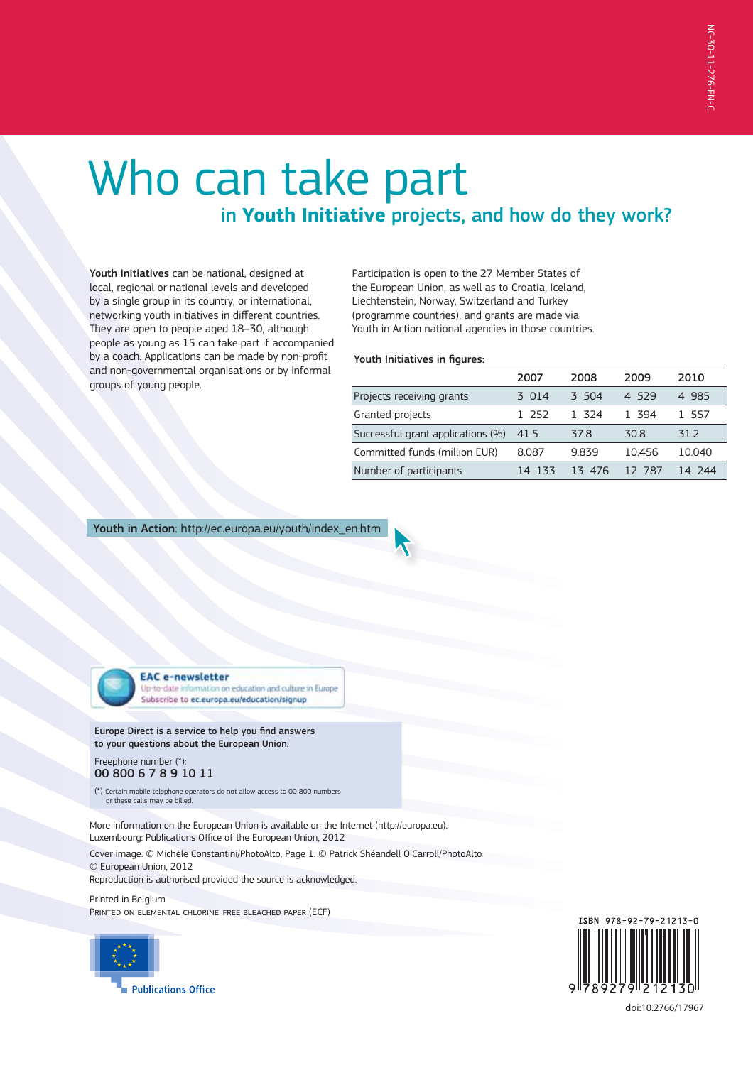# Who can take part

## in **Youth Initiative** projects, and how do they work?

**Youth Initiatives** can be national, designed at local, regional or national levels and developed by a single group in its country, or international, networking youth initiatives in different countries. They are open to people aged 18–30, although people as young as 15 can take part if accompanied by a coach. Applications can be made by non-profit and non-governmental organisations or by informal groups of young people.

Participation is open to the 27 Member States of the European Union, as well as to Croatia, Iceland, Liechtenstein, Norway, Switzerland and Turkey (programme countries), and grants are made via Youth in Action national agencies in those countries.

**Youth Initiatives in figures:**

| | 2007 | 2008 | 2009 | 2010 |
|---|---|---|---|---|
| Projects receiving grants | 3 014 | 3 504 | 4 529 | 4 985 |
| Granted projects | 1 252 | 1 324 | 1 394 | 1 557 |
| Successful grant applications (%) | 41.5 | 37.8 | 30.8 | 31.2 |
| Committed funds (million EUR) | 8.087 | 9.839 | 10.456 | 10.040 |
| Number of participants | 14 133 | 13 476 | 12 787 | 14 244 |

**Youth in Action**: http://ec.europa.eu/youth/index_en.htm

**EAC e-newsletter**
Up-to-date information on education and culture in Europe
Subscribe to **ec.europa.eu/education/signup**

**Europe Direct is a service to help you find answers to your questions about the European Union.**

Freephone number (*):
**00 800 6 7 8 9 10 11**

(*) Certain mobile telephone operators do not allow access to 00 800 numbers or these calls may be billed.

More information on the European Union is available on the Internet (http://europa.eu).
Luxembourg: Publications Office of the European Union, 2012

Cover image: © Michèle Constantini/PhotoAlto; Page 1: © Patrick Shéandell O'Carroll/PhotoAlto
© European Union, 2012
Reproduction is authorised provided the source is acknowledged.

Printed in Belgium
PRINTED ON ELEMENTAL CHLORINE-FREE BLEACHED PAPER (ECF)

Publications Office

ISBN 978-92-79-21213-0

doi:10.2766/17967

NC-30-11-276-EN-C